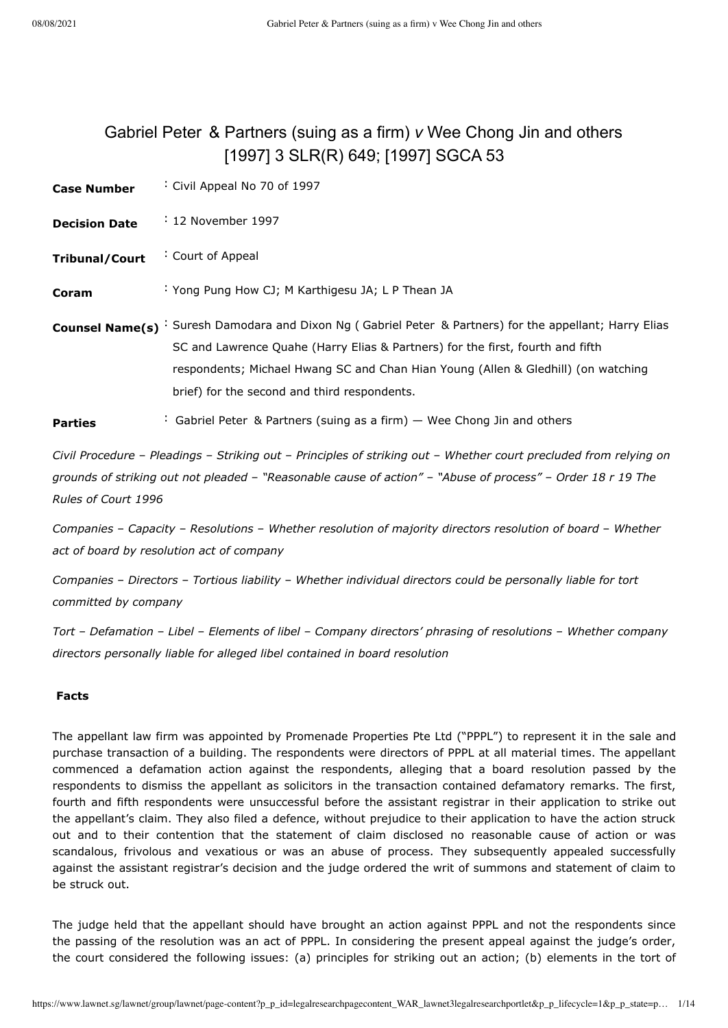# Gabriel Peter & Partners (suing as a firm) *v* Wee Chong Jin and others
## [1997] 3 SLR(R) 649; [1997] SGCA 53

| | |
|---|---|
| **Case Number** | : Civil Appeal No 70 of 1997 |
| **Decision Date** | : 12 November 1997 |
| **Tribunal/Court** | : Court of Appeal |
| **Coram** | : Yong Pung How CJ; M Karthigesu JA; L P Thean JA |
| **Counsel Name(s)** | : Suresh Damodara and Dixon Ng ( Gabriel Peter & Partners) for the appellant; Harry Elias SC and Lawrence Quahe (Harry Elias & Partners) for the first, fourth and fifth respondents; Michael Hwang SC and Chan Hian Young (Allen & Gledhill) (on watching brief) for the second and third respondents. |
| **Parties** | : Gabriel Peter & Partners (suing as a firm) — Wee Chong Jin and others |

*Civil Procedure – Pleadings – Striking out – Principles of striking out – Whether court precluded from relying on grounds of striking out not pleaded – "Reasonable cause of action" – "Abuse of process" – Order 18 r 19 The Rules of Court 1996*

*Companies – Capacity – Resolutions – Whether resolution of majority directors resolution of board – Whether act of board by resolution act of company*

*Companies – Directors – Tortious liability – Whether individual directors could be personally liable for tort committed by company*

*Tort – Defamation – Libel – Elements of libel – Company directors' phrasing of resolutions – Whether company directors personally liable for alleged libel contained in board resolution*

**Facts**

The appellant law firm was appointed by Promenade Properties Pte Ltd ("PPPL") to represent it in the sale and purchase transaction of a building. The respondents were directors of PPPL at all material times. The appellant commenced a defamation action against the respondents, alleging that a board resolution passed by the respondents to dismiss the appellant as solicitors in the transaction contained defamatory remarks. The first, fourth and fifth respondents were unsuccessful before the assistant registrar in their application to strike out the appellant's claim. They also filed a defence, without prejudice to their application to have the action struck out and to their contention that the statement of claim disclosed no reasonable cause of action or was scandalous, frivolous and vexatious or was an abuse of process. They subsequently appealed successfully against the assistant registrar's decision and the judge ordered the writ of summons and statement of claim to be struck out.

The judge held that the appellant should have brought an action against PPPL and not the respondents since the passing of the resolution was an act of PPPL. In considering the present appeal against the judge's order, the court considered the following issues: (a) principles for striking out an action; (b) elements in the tort of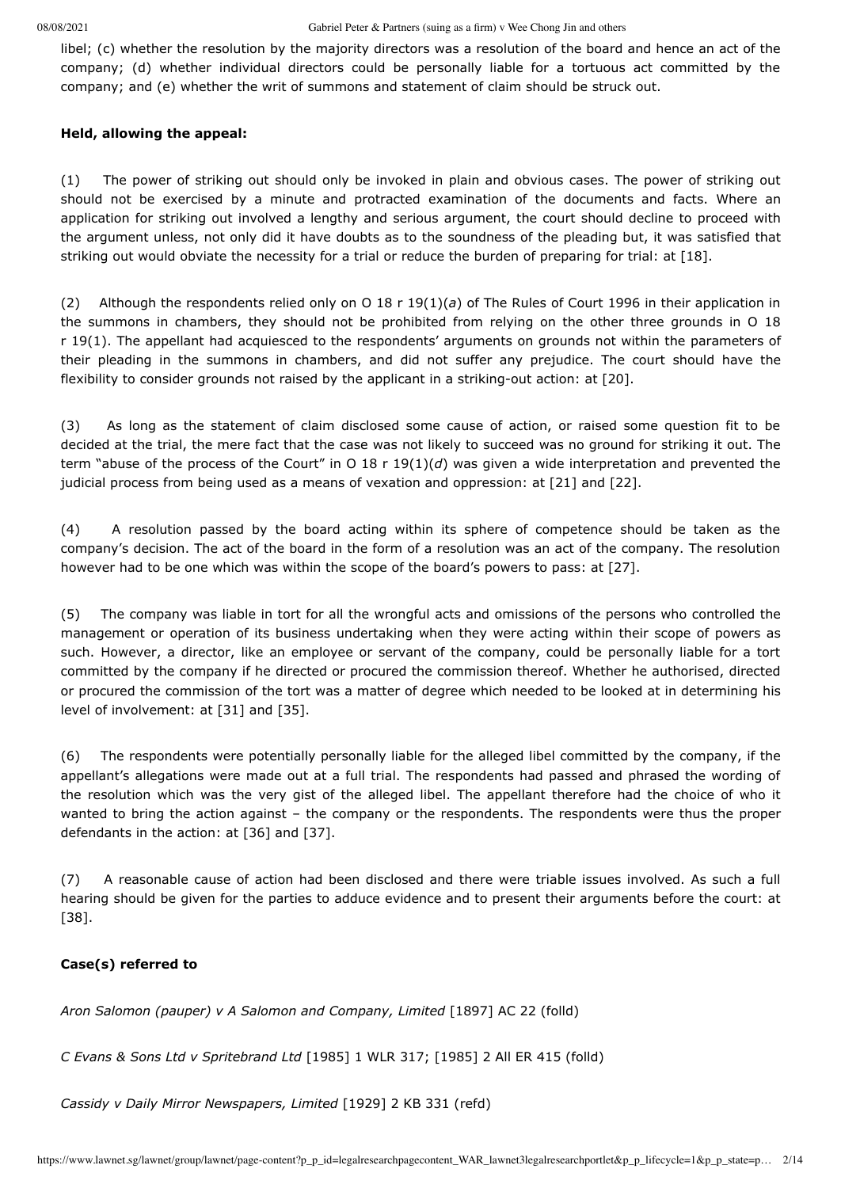libel; (c) whether the resolution by the majority directors was a resolution of the board and hence an act of the company; (d) whether individual directors could be personally liable for a tortuous act committed by the company; and (e) whether the writ of summons and statement of claim should be struck out.

**Held, allowing the appeal:**

(1) The power of striking out should only be invoked in plain and obvious cases. The power of striking out should not be exercised by a minute and protracted examination of the documents and facts. Where an application for striking out involved a lengthy and serious argument, the court should decline to proceed with the argument unless, not only did it have doubts as to the soundness of the pleading but, it was satisfied that striking out would obviate the necessity for a trial or reduce the burden of preparing for trial: at [18].

(2) Although the respondents relied only on O 18 r 19(1)(*a*) of The Rules of Court 1996 in their application in the summons in chambers, they should not be prohibited from relying on the other three grounds in O 18 r 19(1). The appellant had acquiesced to the respondents' arguments on grounds not within the parameters of their pleading in the summons in chambers, and did not suffer any prejudice. The court should have the flexibility to consider grounds not raised by the applicant in a striking-out action: at [20].

(3) As long as the statement of claim disclosed some cause of action, or raised some question fit to be decided at the trial, the mere fact that the case was not likely to succeed was no ground for striking it out. The term "abuse of the process of the Court" in O 18 r 19(1)(*d*) was given a wide interpretation and prevented the judicial process from being used as a means of vexation and oppression: at [21] and [22].

(4) A resolution passed by the board acting within its sphere of competence should be taken as the company's decision. The act of the board in the form of a resolution was an act of the company. The resolution however had to be one which was within the scope of the board's powers to pass: at [27].

(5) The company was liable in tort for all the wrongful acts and omissions of the persons who controlled the management or operation of its business undertaking when they were acting within their scope of powers as such. However, a director, like an employee or servant of the company, could be personally liable for a tort committed by the company if he directed or procured the commission thereof. Whether he authorised, directed or procured the commission of the tort was a matter of degree which needed to be looked at in determining his level of involvement: at [31] and [35].

(6) The respondents were potentially personally liable for the alleged libel committed by the company, if the appellant's allegations were made out at a full trial. The respondents had passed and phrased the wording of the resolution which was the very gist of the alleged libel. The appellant therefore had the choice of who it wanted to bring the action against – the company or the respondents. The respondents were thus the proper defendants in the action: at [36] and [37].

(7) A reasonable cause of action had been disclosed and there were triable issues involved. As such a full hearing should be given for the parties to adduce evidence and to present their arguments before the court: at [38].

**Case(s) referred to**

*Aron Salomon (pauper) v A Salomon and Company, Limited* [1897] AC 22 (folld)

*C Evans & Sons Ltd v Spritebrand Ltd* [1985] 1 WLR 317; [1985] 2 All ER 415 (folld)

*Cassidy v Daily Mirror Newspapers, Limited* [1929] 2 KB 331 (refd)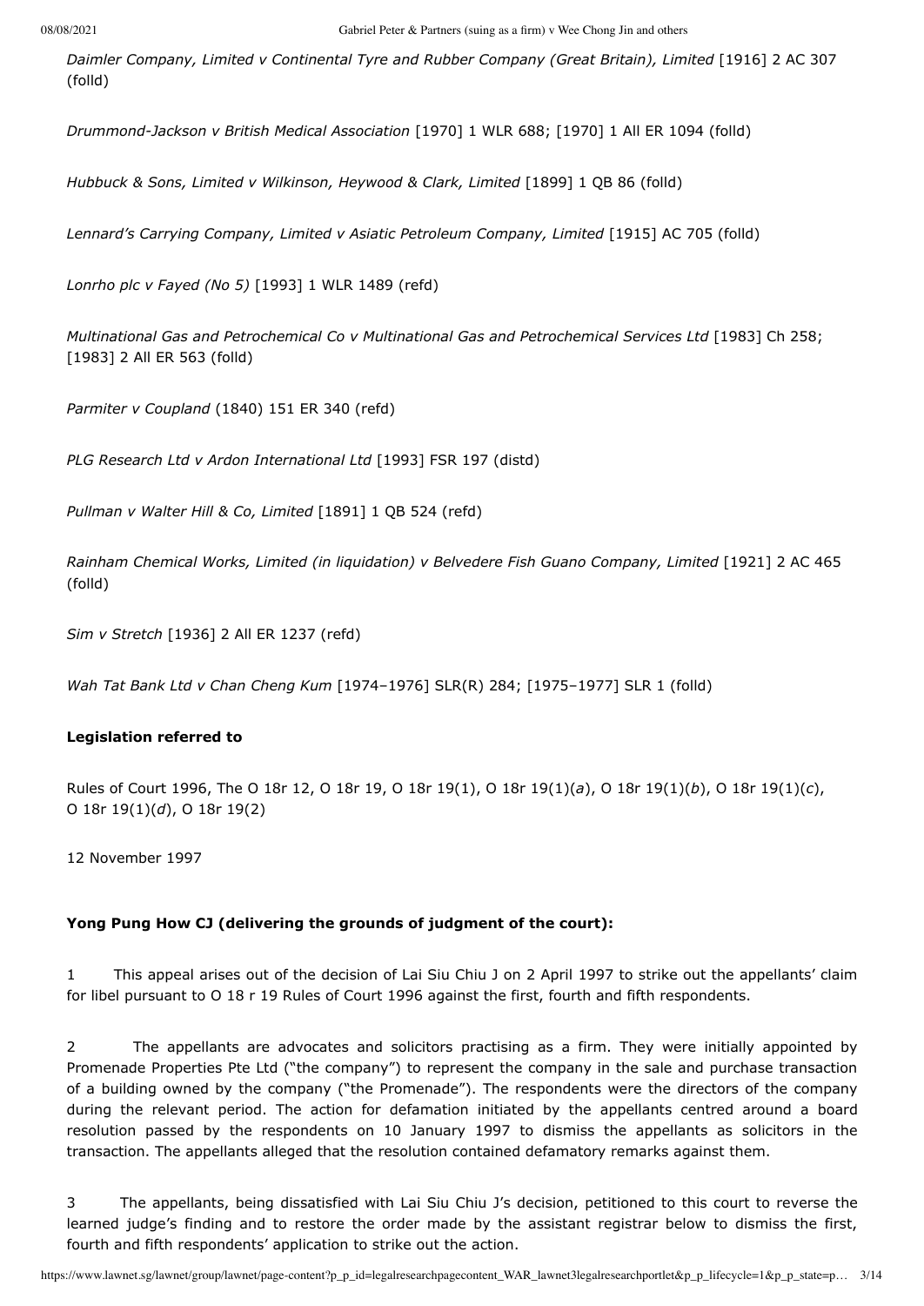*Daimler Company, Limited v Continental Tyre and Rubber Company (Great Britain), Limited* [1916] 2 AC 307 (folld)

*Drummond-Jackson v British Medical Association* [1970] 1 WLR 688; [1970] 1 All ER 1094 (folld)

*Hubbuck & Sons, Limited v Wilkinson, Heywood & Clark, Limited* [1899] 1 QB 86 (folld)

*Lennard's Carrying Company, Limited v Asiatic Petroleum Company, Limited* [1915] AC 705 (folld)

*Lonrho plc v Fayed (No 5)* [1993] 1 WLR 1489 (refd)

*Multinational Gas and Petrochemical Co v Multinational Gas and Petrochemical Services Ltd* [1983] Ch 258; [1983] 2 All ER 563 (folld)

*Parmiter v Coupland* (1840) 151 ER 340 (refd)

*PLG Research Ltd v Ardon International Ltd* [1993] FSR 197 (distd)

*Pullman v Walter Hill & Co, Limited* [1891] 1 QB 524 (refd)

*Rainham Chemical Works, Limited (in liquidation) v Belvedere Fish Guano Company, Limited* [1921] 2 AC 465 (folld)

*Sim v Stretch* [1936] 2 All ER 1237 (refd)

*Wah Tat Bank Ltd v Chan Cheng Kum* [1974–1976] SLR(R) 284; [1975–1977] SLR 1 (folld)

**Legislation referred to**

Rules of Court 1996, The O 18r 12, O 18r 19, O 18r 19(1), O 18r 19(1)(*a*), O 18r 19(1)(*b*), O 18r 19(1)(*c*), O 18r 19(1)(*d*), O 18r 19(2)

12 November 1997

**Yong Pung How CJ (delivering the grounds of judgment of the court):**

1 This appeal arises out of the decision of Lai Siu Chiu J on 2 April 1997 to strike out the appellants' claim for libel pursuant to O 18 r 19 Rules of Court 1996 against the first, fourth and fifth respondents.

2 The appellants are advocates and solicitors practising as a firm. They were initially appointed by Promenade Properties Pte Ltd ("the company") to represent the company in the sale and purchase transaction of a building owned by the company ("the Promenade"). The respondents were the directors of the company during the relevant period. The action for defamation initiated by the appellants centred around a board resolution passed by the respondents on 10 January 1997 to dismiss the appellants as solicitors in the transaction. The appellants alleged that the resolution contained defamatory remarks against them.

3 The appellants, being dissatisfied with Lai Siu Chiu J's decision, petitioned to this court to reverse the learned judge's finding and to restore the order made by the assistant registrar below to dismiss the first, fourth and fifth respondents' application to strike out the action.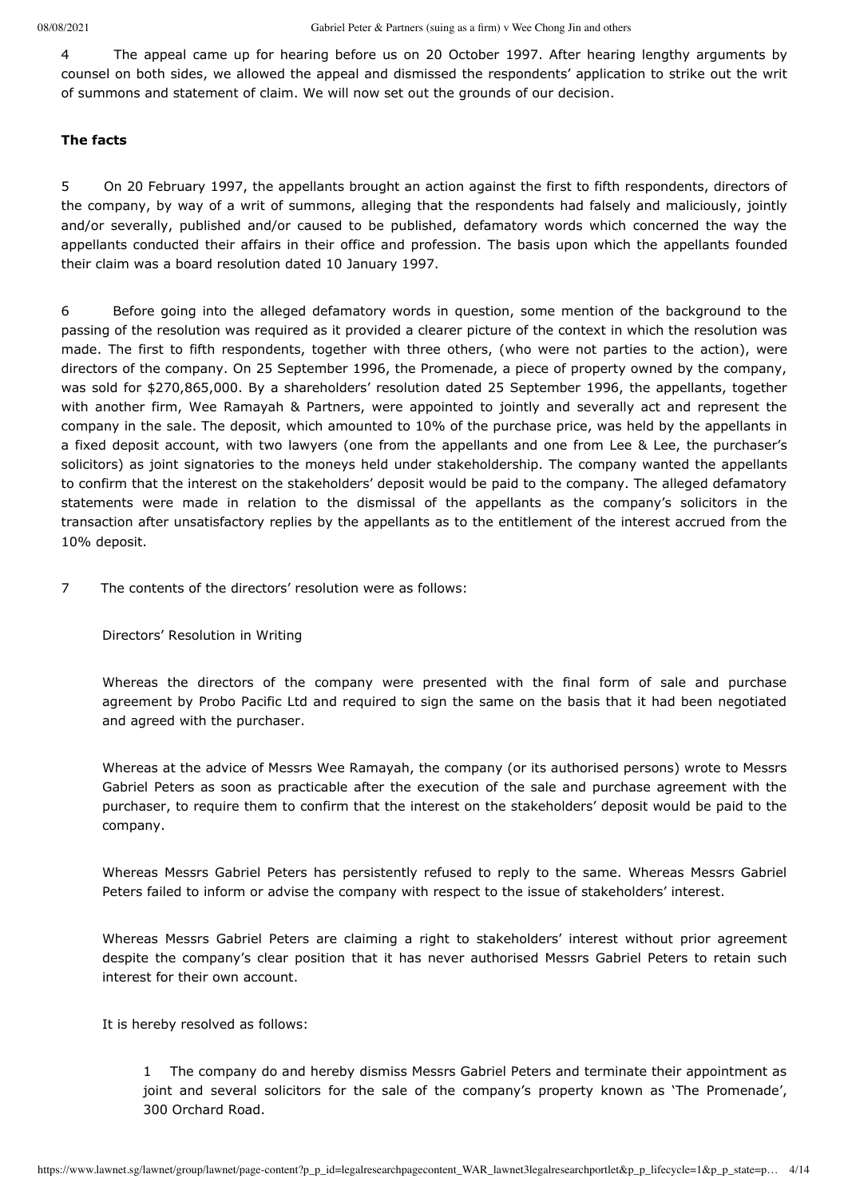4 The appeal came up for hearing before us on 20 October 1997. After hearing lengthy arguments by counsel on both sides, we allowed the appeal and dismissed the respondents' application to strike out the writ of summons and statement of claim. We will now set out the grounds of our decision.

**The facts**

5 On 20 February 1997, the appellants brought an action against the first to fifth respondents, directors of the company, by way of a writ of summons, alleging that the respondents had falsely and maliciously, jointly and/or severally, published and/or caused to be published, defamatory words which concerned the way the appellants conducted their affairs in their office and profession. The basis upon which the appellants founded their claim was a board resolution dated 10 January 1997.

6 Before going into the alleged defamatory words in question, some mention of the background to the passing of the resolution was required as it provided a clearer picture of the context in which the resolution was made. The first to fifth respondents, together with three others, (who were not parties to the action), were directors of the company. On 25 September 1996, the Promenade, a piece of property owned by the company, was sold for $270,865,000. By a shareholders' resolution dated 25 September 1996, the appellants, together with another firm, Wee Ramayah & Partners, were appointed to jointly and severally act and represent the company in the sale. The deposit, which amounted to 10% of the purchase price, was held by the appellants in a fixed deposit account, with two lawyers (one from the appellants and one from Lee & Lee, the purchaser's solicitors) as joint signatories to the moneys held under stakeholdership. The company wanted the appellants to confirm that the interest on the stakeholders' deposit would be paid to the company. The alleged defamatory statements were made in relation to the dismissal of the appellants as the company's solicitors in the transaction after unsatisfactory replies by the appellants as to the entitlement of the interest accrued from the 10% deposit.

7 The contents of the directors' resolution were as follows:

> Directors' Resolution in Writing
>
> Whereas the directors of the company were presented with the final form of sale and purchase agreement by Probo Pacific Ltd and required to sign the same on the basis that it had been negotiated and agreed with the purchaser.
>
> Whereas at the advice of Messrs Wee Ramayah, the company (or its authorised persons) wrote to Messrs Gabriel Peters as soon as practicable after the execution of the sale and purchase agreement with the purchaser, to require them to confirm that the interest on the stakeholders' deposit would be paid to the company.
>
> Whereas Messrs Gabriel Peters has persistently refused to reply to the same. Whereas Messrs Gabriel Peters failed to inform or advise the company with respect to the issue of stakeholders' interest.
>
> Whereas Messrs Gabriel Peters are claiming a right to stakeholders' interest without prior agreement despite the company's clear position that it has never authorised Messrs Gabriel Peters to retain such interest for their own account.
>
> It is hereby resolved as follows:
>
> 1 The company do and hereby dismiss Messrs Gabriel Peters and terminate their appointment as joint and several solicitors for the sale of the company's property known as 'The Promenade', 300 Orchard Road.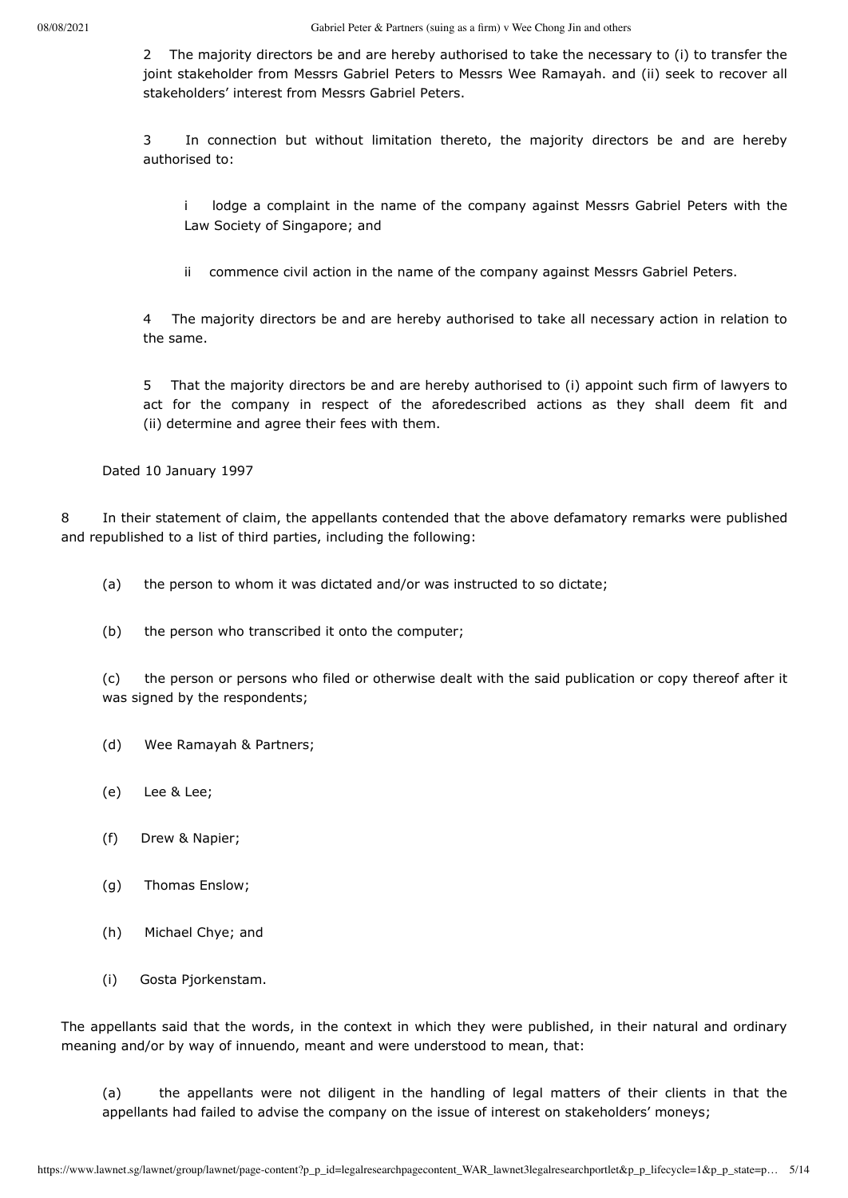2 The majority directors be and are hereby authorised to take the necessary to (i) to transfer the joint stakeholder from Messrs Gabriel Peters to Messrs Wee Ramayah. and (ii) seek to recover all stakeholders' interest from Messrs Gabriel Peters.

3 In connection but without limitation thereto, the majority directors be and are hereby authorised to:

i lodge a complaint in the name of the company against Messrs Gabriel Peters with the Law Society of Singapore; and

ii commence civil action in the name of the company against Messrs Gabriel Peters.

4 The majority directors be and are hereby authorised to take all necessary action in relation to the same.

5 That the majority directors be and are hereby authorised to (i) appoint such firm of lawyers to act for the company in respect of the aforedescribed actions as they shall deem fit and (ii) determine and agree their fees with them.

Dated 10 January 1997

8 In their statement of claim, the appellants contended that the above defamatory remarks were published and republished to a list of third parties, including the following:

(a) the person to whom it was dictated and/or was instructed to so dictate;

(b) the person who transcribed it onto the computer;

(c) the person or persons who filed or otherwise dealt with the said publication or copy thereof after it was signed by the respondents;

(d) Wee Ramayah & Partners;

(e) Lee & Lee;

(f) Drew & Napier;

(g) Thomas Enslow;

(h) Michael Chye; and

(i) Gosta Pjorkenstam.

The appellants said that the words, in the context in which they were published, in their natural and ordinary meaning and/or by way of innuendo, meant and were understood to mean, that:

(a) the appellants were not diligent in the handling of legal matters of their clients in that the appellants had failed to advise the company on the issue of interest on stakeholders' moneys;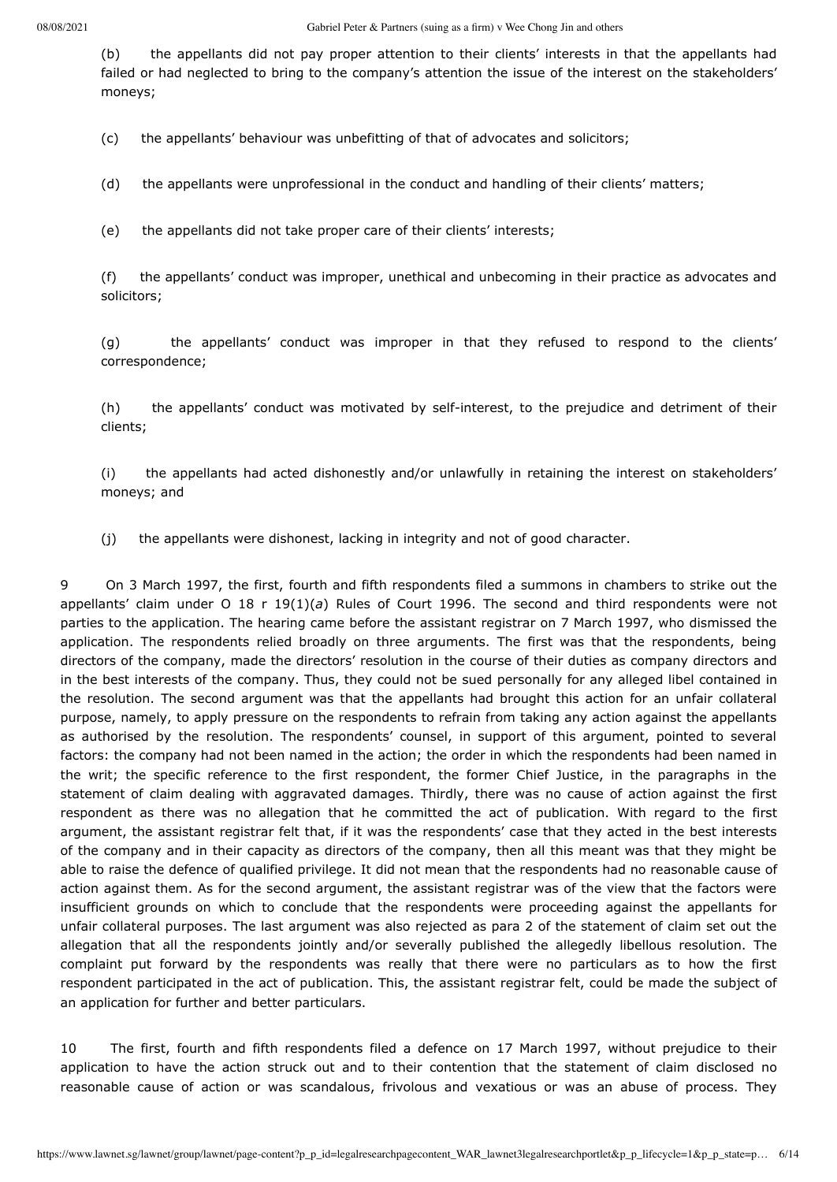(b) the appellants did not pay proper attention to their clients' interests in that the appellants had failed or had neglected to bring to the company's attention the issue of the interest on the stakeholders' moneys;

(c) the appellants' behaviour was unbefitting of that of advocates and solicitors;

(d) the appellants were unprofessional in the conduct and handling of their clients' matters;

(e) the appellants did not take proper care of their clients' interests;

(f) the appellants' conduct was improper, unethical and unbecoming in their practice as advocates and solicitors;

(g) the appellants' conduct was improper in that they refused to respond to the clients' correspondence;

(h) the appellants' conduct was motivated by self-interest, to the prejudice and detriment of their clients;

(i) the appellants had acted dishonestly and/or unlawfully in retaining the interest on stakeholders' moneys; and

(j) the appellants were dishonest, lacking in integrity and not of good character.

9 On 3 March 1997, the first, fourth and fifth respondents filed a summons in chambers to strike out the appellants' claim under O 18 r 19(1)(*a*) Rules of Court 1996. The second and third respondents were not parties to the application. The hearing came before the assistant registrar on 7 March 1997, who dismissed the application. The respondents relied broadly on three arguments. The first was that the respondents, being directors of the company, made the directors' resolution in the course of their duties as company directors and in the best interests of the company. Thus, they could not be sued personally for any alleged libel contained in the resolution. The second argument was that the appellants had brought this action for an unfair collateral purpose, namely, to apply pressure on the respondents to refrain from taking any action against the appellants as authorised by the resolution. The respondents' counsel, in support of this argument, pointed to several factors: the company had not been named in the action; the order in which the respondents had been named in the writ; the specific reference to the first respondent, the former Chief Justice, in the paragraphs in the statement of claim dealing with aggravated damages. Thirdly, there was no cause of action against the first respondent as there was no allegation that he committed the act of publication. With regard to the first argument, the assistant registrar felt that, if it was the respondents' case that they acted in the best interests of the company and in their capacity as directors of the company, then all this meant was that they might be able to raise the defence of qualified privilege. It did not mean that the respondents had no reasonable cause of action against them. As for the second argument, the assistant registrar was of the view that the factors were insufficient grounds on which to conclude that the respondents were proceeding against the appellants for unfair collateral purposes. The last argument was also rejected as para 2 of the statement of claim set out the allegation that all the respondents jointly and/or severally published the allegedly libellous resolution. The complaint put forward by the respondents was really that there were no particulars as to how the first respondent participated in the act of publication. This, the assistant registrar felt, could be made the subject of an application for further and better particulars.

10 The first, fourth and fifth respondents filed a defence on 17 March 1997, without prejudice to their application to have the action struck out and to their contention that the statement of claim disclosed no reasonable cause of action or was scandalous, frivolous and vexatious or was an abuse of process. They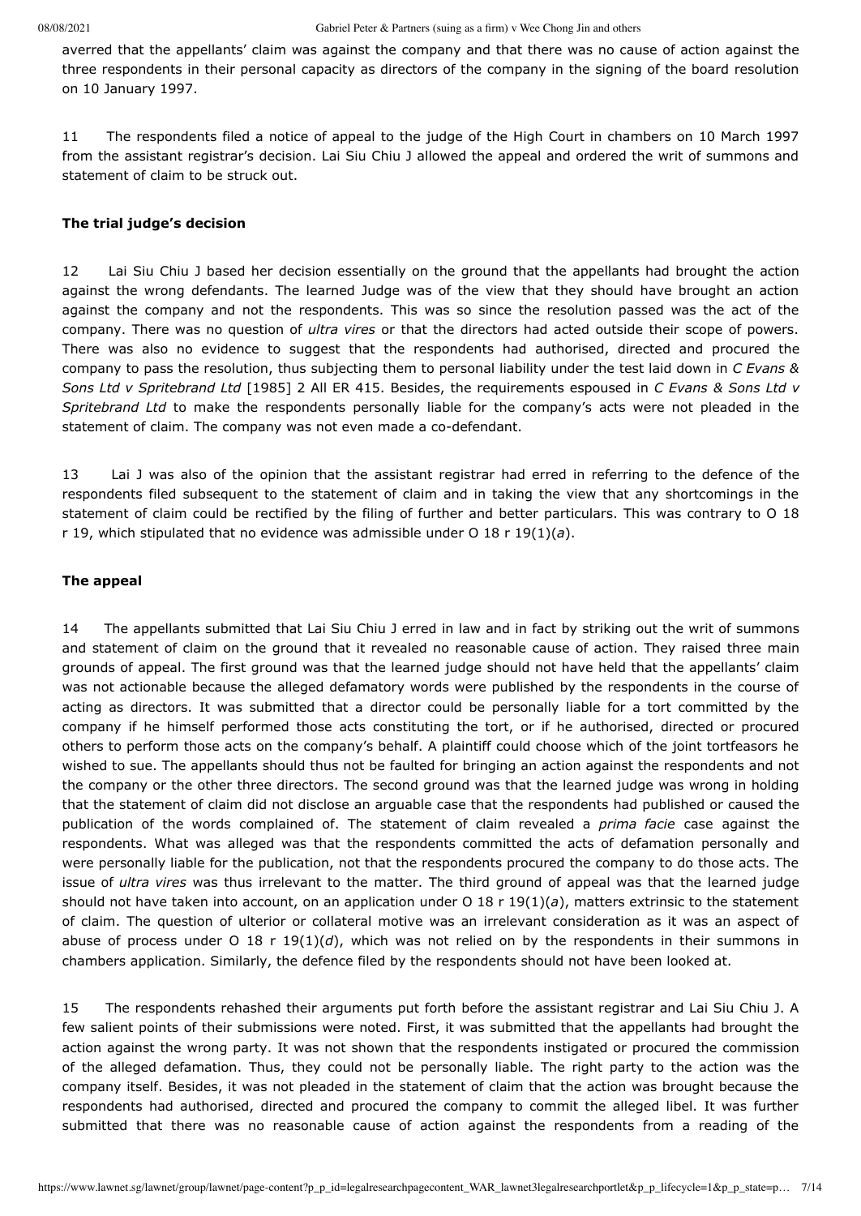averred that the appellants' claim was against the company and that there was no cause of action against the three respondents in their personal capacity as directors of the company in the signing of the board resolution on 10 January 1997.

11 The respondents filed a notice of appeal to the judge of the High Court in chambers on 10 March 1997 from the assistant registrar's decision. Lai Siu Chiu J allowed the appeal and ordered the writ of summons and statement of claim to be struck out.

**The trial judge's decision**

12 Lai Siu Chiu J based her decision essentially on the ground that the appellants had brought the action against the wrong defendants. The learned Judge was of the view that they should have brought an action against the company and not the respondents. This was so since the resolution passed was the act of the company. There was no question of *ultra vires* or that the directors had acted outside their scope of powers. There was also no evidence to suggest that the respondents had authorised, directed and procured the company to pass the resolution, thus subjecting them to personal liability under the test laid down in *C Evans & Sons Ltd v Spritebrand Ltd* [1985] 2 All ER 415. Besides, the requirements espoused in *C Evans & Sons Ltd v Spritebrand Ltd* to make the respondents personally liable for the company's acts were not pleaded in the statement of claim. The company was not even made a co-defendant.

13 Lai J was also of the opinion that the assistant registrar had erred in referring to the defence of the respondents filed subsequent to the statement of claim and in taking the view that any shortcomings in the statement of claim could be rectified by the filing of further and better particulars. This was contrary to O 18 r 19, which stipulated that no evidence was admissible under O 18 r 19(1)(*a*).

**The appeal**

14 The appellants submitted that Lai Siu Chiu J erred in law and in fact by striking out the writ of summons and statement of claim on the ground that it revealed no reasonable cause of action. They raised three main grounds of appeal. The first ground was that the learned judge should not have held that the appellants' claim was not actionable because the alleged defamatory words were published by the respondents in the course of acting as directors. It was submitted that a director could be personally liable for a tort committed by the company if he himself performed those acts constituting the tort, or if he authorised, directed or procured others to perform those acts on the company's behalf. A plaintiff could choose which of the joint tortfeasors he wished to sue. The appellants should thus not be faulted for bringing an action against the respondents and not the company or the other three directors. The second ground was that the learned judge was wrong in holding that the statement of claim did not disclose an arguable case that the respondents had published or caused the publication of the words complained of. The statement of claim revealed a *prima facie* case against the respondents. What was alleged was that the respondents committed the acts of defamation personally and were personally liable for the publication, not that the respondents procured the company to do those acts. The issue of *ultra vires* was thus irrelevant to the matter. The third ground of appeal was that the learned judge should not have taken into account, on an application under O 18 r 19(1)(*a*), matters extrinsic to the statement of claim. The question of ulterior or collateral motive was an irrelevant consideration as it was an aspect of abuse of process under O 18 r 19(1)(*d*), which was not relied on by the respondents in their summons in chambers application. Similarly, the defence filed by the respondents should not have been looked at.

15 The respondents rehashed their arguments put forth before the assistant registrar and Lai Siu Chiu J. A few salient points of their submissions were noted. First, it was submitted that the appellants had brought the action against the wrong party. It was not shown that the respondents instigated or procured the commission of the alleged defamation. Thus, they could not be personally liable. The right party to the action was the company itself. Besides, it was not pleaded in the statement of claim that the action was brought because the respondents had authorised, directed and procured the company to commit the alleged libel. It was further submitted that there was no reasonable cause of action against the respondents from a reading of the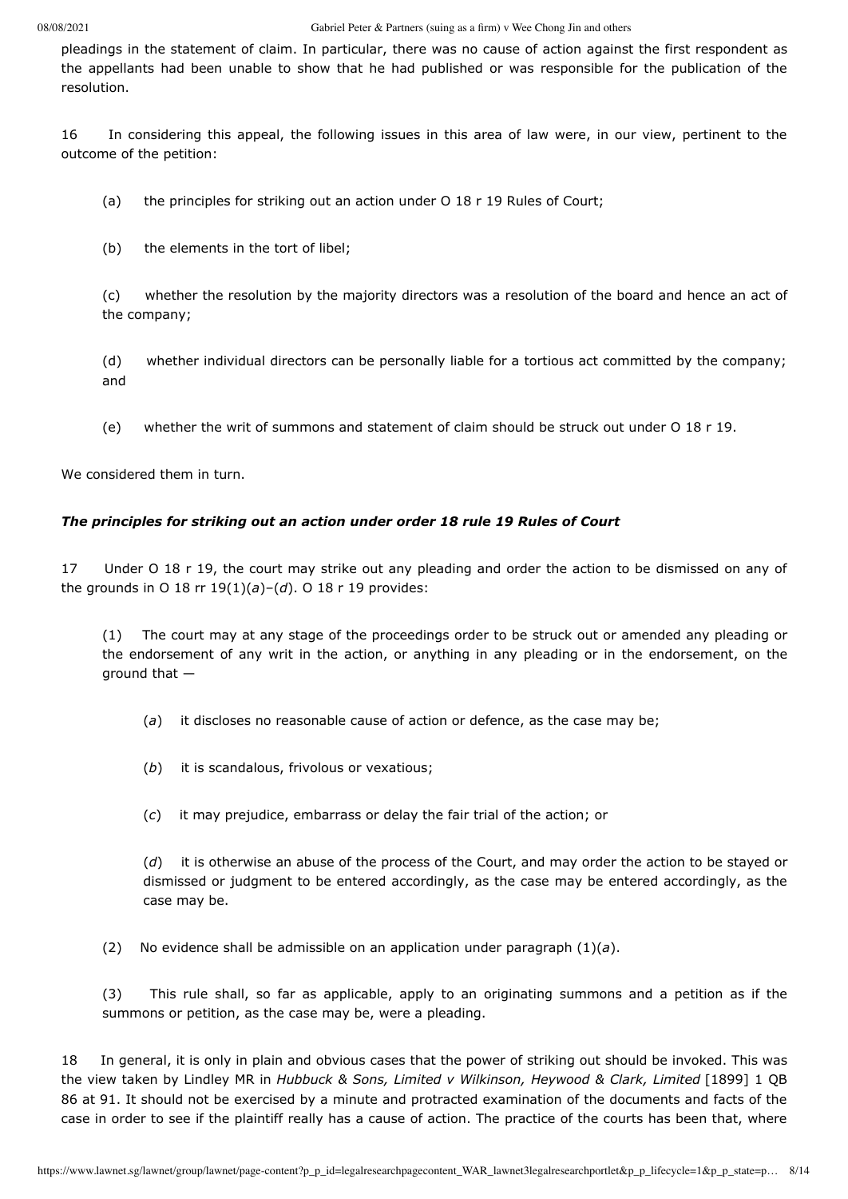pleadings in the statement of claim. In particular, there was no cause of action against the first respondent as the appellants had been unable to show that he had published or was responsible for the publication of the resolution.

16 In considering this appeal, the following issues in this area of law were, in our view, pertinent to the outcome of the petition:

(a) the principles for striking out an action under O 18 r 19 Rules of Court;

(b) the elements in the tort of libel;

(c) whether the resolution by the majority directors was a resolution of the board and hence an act of the company;

(d) whether individual directors can be personally liable for a tortious act committed by the company; and

(e) whether the writ of summons and statement of claim should be struck out under O 18 r 19.

We considered them in turn.

### *The principles for striking out an action under order 18 rule 19 Rules of Court*

17 Under O 18 r 19, the court may strike out any pleading and order the action to be dismissed on any of the grounds in O 18 rr 19(1)(*a*)–(*d*). O 18 r 19 provides:

> (1) The court may at any stage of the proceedings order to be struck out or amended any pleading or the endorsement of any writ in the action, or anything in any pleading or in the endorsement, on the ground that —
>
> > (*a*) it discloses no reasonable cause of action or defence, as the case may be;
> >
> > (*b*) it is scandalous, frivolous or vexatious;
> >
> > (*c*) it may prejudice, embarrass or delay the fair trial of the action; or
> >
> > (*d*) it is otherwise an abuse of the process of the Court, and may order the action to be stayed or dismissed or judgment to be entered accordingly, as the case may be entered accordingly, as the case may be.
>
> (2) No evidence shall be admissible on an application under paragraph (1)(*a*).
>
> (3) This rule shall, so far as applicable, apply to an originating summons and a petition as if the summons or petition, as the case may be, were a pleading.

18 In general, it is only in plain and obvious cases that the power of striking out should be invoked. This was the view taken by Lindley MR in *Hubbuck & Sons, Limited v Wilkinson, Heywood & Clark, Limited* [1899] 1 QB 86 at 91. It should not be exercised by a minute and protracted examination of the documents and facts of the case in order to see if the plaintiff really has a cause of action. The practice of the courts has been that, where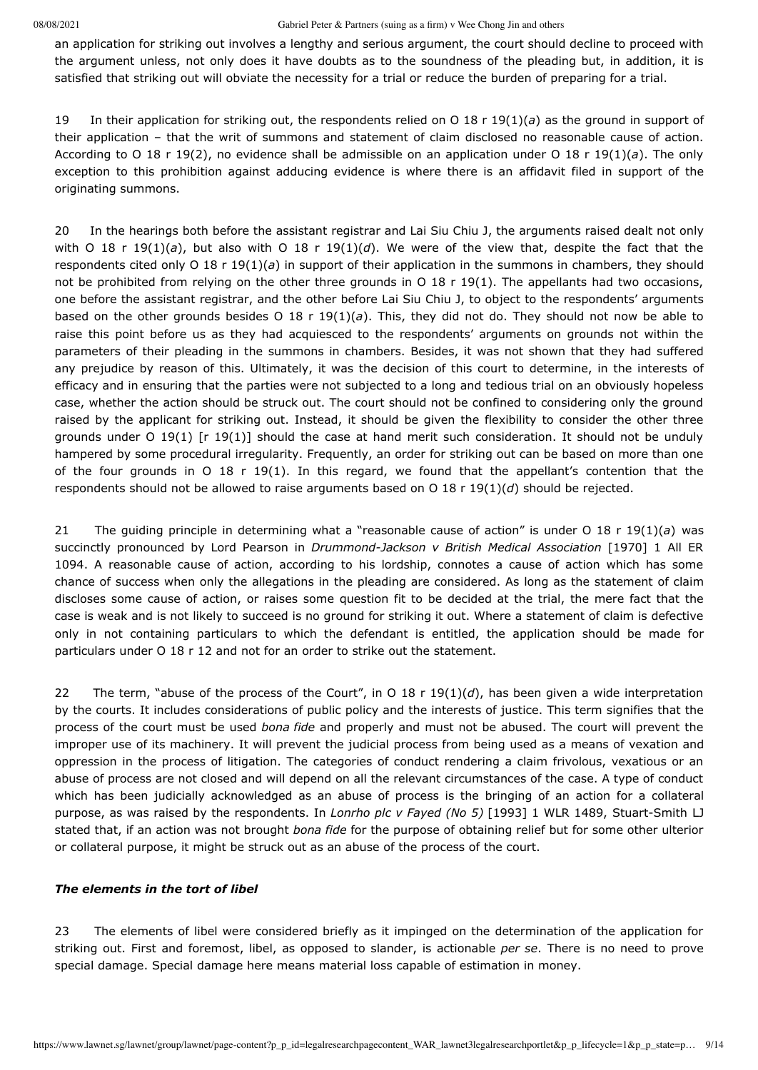an application for striking out involves a lengthy and serious argument, the court should decline to proceed with the argument unless, not only does it have doubts as to the soundness of the pleading but, in addition, it is satisfied that striking out will obviate the necessity for a trial or reduce the burden of preparing for a trial.

19 In their application for striking out, the respondents relied on O 18 r 19(1)(*a*) as the ground in support of their application – that the writ of summons and statement of claim disclosed no reasonable cause of action. According to O 18 r 19(2), no evidence shall be admissible on an application under O 18 r 19(1)(*a*). The only exception to this prohibition against adducing evidence is where there is an affidavit filed in support of the originating summons.

20 In the hearings both before the assistant registrar and Lai Siu Chiu J, the arguments raised dealt not only with O 18 r 19(1)(*a*), but also with O 18 r 19(1)(*d*). We were of the view that, despite the fact that the respondents cited only O 18 r 19(1)(*a*) in support of their application in the summons in chambers, they should not be prohibited from relying on the other three grounds in O 18 r 19(1). The appellants had two occasions, one before the assistant registrar, and the other before Lai Siu Chiu J, to object to the respondents' arguments based on the other grounds besides O 18 r 19(1)(*a*). This, they did not do. They should not now be able to raise this point before us as they had acquiesced to the respondents' arguments on grounds not within the parameters of their pleading in the summons in chambers. Besides, it was not shown that they had suffered any prejudice by reason of this. Ultimately, it was the decision of this court to determine, in the interests of efficacy and in ensuring that the parties were not subjected to a long and tedious trial on an obviously hopeless case, whether the action should be struck out. The court should not be confined to considering only the ground raised by the applicant for striking out. Instead, it should be given the flexibility to consider the other three grounds under O 19(1) [r 19(1)] should the case at hand merit such consideration. It should not be unduly hampered by some procedural irregularity. Frequently, an order for striking out can be based on more than one of the four grounds in O 18 r 19(1). In this regard, we found that the appellant's contention that the respondents should not be allowed to raise arguments based on O 18 r 19(1)(*d*) should be rejected.

21 The guiding principle in determining what a "reasonable cause of action" is under O 18 r 19(1)(*a*) was succinctly pronounced by Lord Pearson in *Drummond-Jackson v British Medical Association* [1970] 1 All ER 1094. A reasonable cause of action, according to his lordship, connotes a cause of action which has some chance of success when only the allegations in the pleading are considered. As long as the statement of claim discloses some cause of action, or raises some question fit to be decided at the trial, the mere fact that the case is weak and is not likely to succeed is no ground for striking it out. Where a statement of claim is defective only in not containing particulars to which the defendant is entitled, the application should be made for particulars under O 18 r 12 and not for an order to strike out the statement.

22 The term, "abuse of the process of the Court", in O 18 r 19(1)(*d*), has been given a wide interpretation by the courts. It includes considerations of public policy and the interests of justice. This term signifies that the process of the court must be used *bona fide* and properly and must not be abused. The court will prevent the improper use of its machinery. It will prevent the judicial process from being used as a means of vexation and oppression in the process of litigation. The categories of conduct rendering a claim frivolous, vexatious or an abuse of process are not closed and will depend on all the relevant circumstances of the case. A type of conduct which has been judicially acknowledged as an abuse of process is the bringing of an action for a collateral purpose, as was raised by the respondents. In *Lonrho plc v Fayed (No 5)* [1993] 1 WLR 1489, Stuart-Smith LJ stated that, if an action was not brought *bona fide* for the purpose of obtaining relief but for some other ulterior or collateral purpose, it might be struck out as an abuse of the process of the court.

### *The elements in the tort of libel*

23 The elements of libel were considered briefly as it impinged on the determination of the application for striking out. First and foremost, libel, as opposed to slander, is actionable *per se*. There is no need to prove special damage. Special damage here means material loss capable of estimation in money.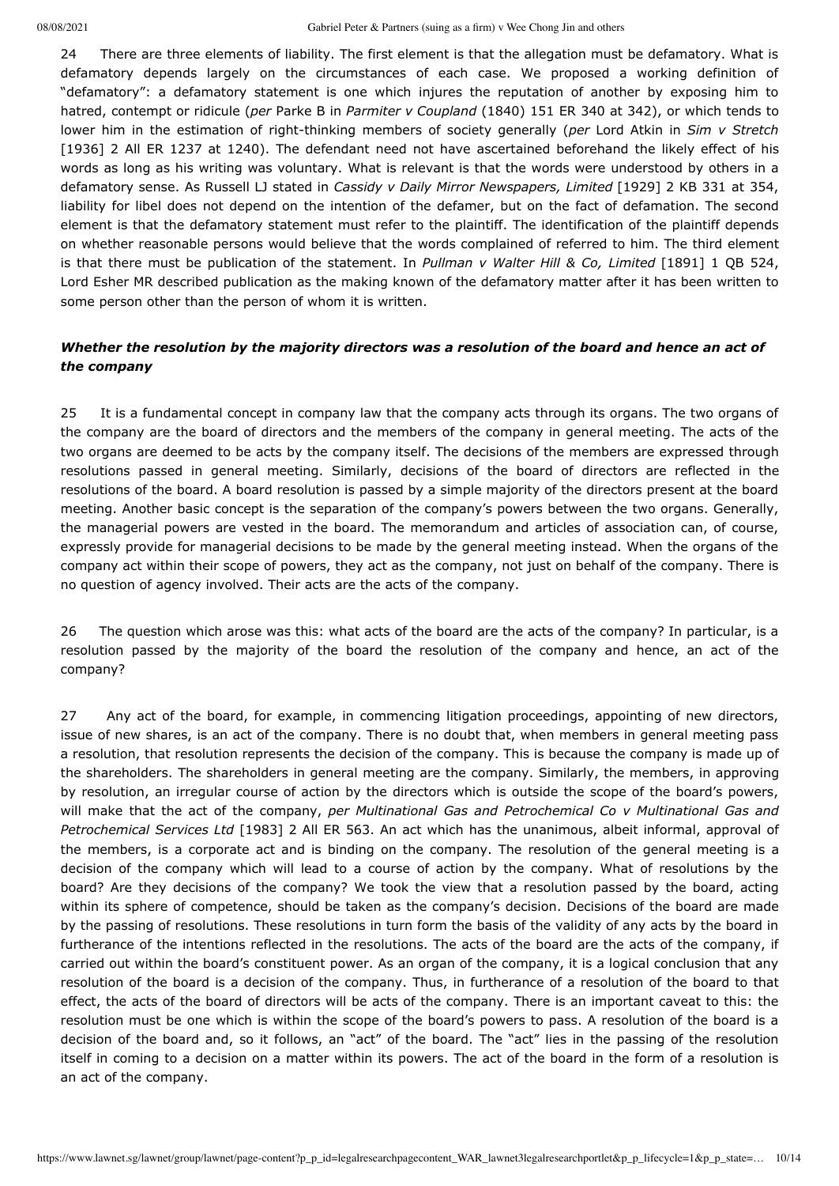24 There are three elements of liability. The first element is that the allegation must be defamatory. What is defamatory depends largely on the circumstances of each case. We proposed a working definition of "defamatory": a defamatory statement is one which injures the reputation of another by exposing him to hatred, contempt or ridicule (*per* Parke B in *Parmiter v Coupland* (1840) 151 ER 340 at 342), or which tends to lower him in the estimation of right-thinking members of society generally (*per* Lord Atkin in *Sim v Stretch* [1936] 2 All ER 1237 at 1240). The defendant need not have ascertained beforehand the likely effect of his words as long as his writing was voluntary. What is relevant is that the words were understood by others in a defamatory sense. As Russell LJ stated in *Cassidy v Daily Mirror Newspapers, Limited* [1929] 2 KB 331 at 354, liability for libel does not depend on the intention of the defamer, but on the fact of defamation. The second element is that the defamatory statement must refer to the plaintiff. The identification of the plaintiff depends on whether reasonable persons would believe that the words complained of referred to him. The third element is that there must be publication of the statement. In *Pullman v Walter Hill & Co, Limited* [1891] 1 QB 524, Lord Esher MR described publication as the making known of the defamatory matter after it has been written to some person other than the person of whom it is written.

### *Whether the resolution by the majority directors was a resolution of the board and hence an act of the company*

25 It is a fundamental concept in company law that the company acts through its organs. The two organs of the company are the board of directors and the members of the company in general meeting. The acts of the two organs are deemed to be acts by the company itself. The decisions of the members are expressed through resolutions passed in general meeting. Similarly, decisions of the board of directors are reflected in the resolutions of the board. A board resolution is passed by a simple majority of the directors present at the board meeting. Another basic concept is the separation of the company's powers between the two organs. Generally, the managerial powers are vested in the board. The memorandum and articles of association can, of course, expressly provide for managerial decisions to be made by the general meeting instead. When the organs of the company act within their scope of powers, they act as the company, not just on behalf of the company. There is no question of agency involved. Their acts are the acts of the company.

26 The question which arose was this: what acts of the board are the acts of the company? In particular, is a resolution passed by the majority of the board the resolution of the company and hence, an act of the company?

27 Any act of the board, for example, in commencing litigation proceedings, appointing of new directors, issue of new shares, is an act of the company. There is no doubt that, when members in general meeting pass a resolution, that resolution represents the decision of the company. This is because the company is made up of the shareholders. The shareholders in general meeting are the company. Similarly, the members, in approving by resolution, an irregular course of action by the directors which is outside the scope of the board's powers, will make that the act of the company, *per Multinational Gas and Petrochemical Co v Multinational Gas and Petrochemical Services Ltd* [1983] 2 All ER 563. An act which has the unanimous, albeit informal, approval of the members, is a corporate act and is binding on the company. The resolution of the general meeting is a decision of the company which will lead to a course of action by the company. What of resolutions by the board? Are they decisions of the company? We took the view that a resolution passed by the board, acting within its sphere of competence, should be taken as the company's decision. Decisions of the board are made by the passing of resolutions. These resolutions in turn form the basis of the validity of any acts by the board in furtherance of the intentions reflected in the resolutions. The acts of the board are the acts of the company, if carried out within the board's constituent power. As an organ of the company, it is a logical conclusion that any resolution of the board is a decision of the company. Thus, in furtherance of a resolution of the board to that effect, the acts of the board of directors will be acts of the company. There is an important caveat to this: the resolution must be one which is within the scope of the board's powers to pass. A resolution of the board is a decision of the board and, so it follows, an "act" of the board. The "act" lies in the passing of the resolution itself in coming to a decision on a matter within its powers. The act of the board in the form of a resolution is an act of the company.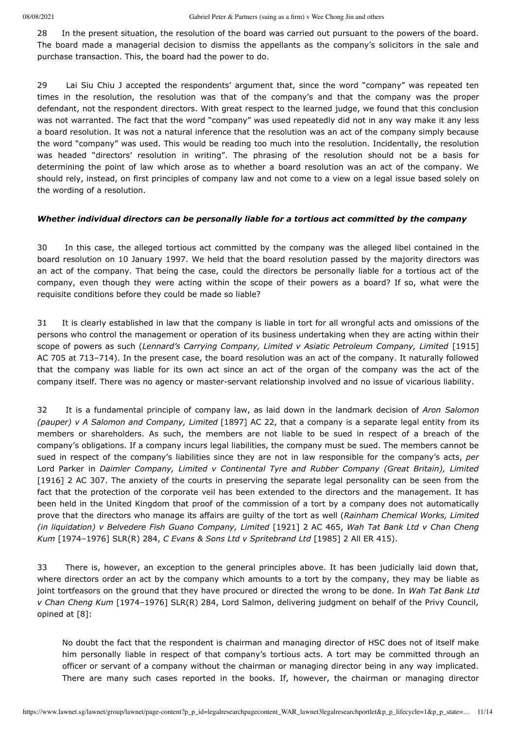28 In the present situation, the resolution of the board was carried out pursuant to the powers of the board. The board made a managerial decision to dismiss the appellants as the company's solicitors in the sale and purchase transaction. This, the board had the power to do.

29 Lai Siu Chiu J accepted the respondents' argument that, since the word "company" was repeated ten times in the resolution, the resolution was that of the company's and that the company was the proper defendant, not the respondent directors. With great respect to the learned judge, we found that this conclusion was not warranted. The fact that the word "company" was used repeatedly did not in any way make it any less a board resolution. It was not a natural inference that the resolution was an act of the company simply because the word "company" was used. This would be reading too much into the resolution. Incidentally, the resolution was headed "directors' resolution in writing". The phrasing of the resolution should not be a basis for determining the point of law which arose as to whether a board resolution was an act of the company. We should rely, instead, on first principles of company law and not come to a view on a legal issue based solely on the wording of a resolution.

### *Whether individual directors can be personally liable for a tortious act committed by the company*

30 In this case, the alleged tortious act committed by the company was the alleged libel contained in the board resolution on 10 January 1997. We held that the board resolution passed by the majority directors was an act of the company. That being the case, could the directors be personally liable for a tortious act of the company, even though they were acting within the scope of their powers as a board? If so, what were the requisite conditions before they could be made so liable?

31 It is clearly established in law that the company is liable in tort for all wrongful acts and omissions of the persons who control the management or operation of its business undertaking when they are acting within their scope of powers as such (*Lennard's Carrying Company, Limited v Asiatic Petroleum Company, Limited* [1915] AC 705 at 713–714). In the present case, the board resolution was an act of the company. It naturally followed that the company was liable for its own act since an act of the organ of the company was the act of the company itself. There was no agency or master-servant relationship involved and no issue of vicarious liability.

32 It is a fundamental principle of company law, as laid down in the landmark decision of *Aron Salomon (pauper) v A Salomon and Company, Limited* [1897] AC 22, that a company is a separate legal entity from its members or shareholders. As such, the members are not liable to be sued in respect of a breach of the company's obligations. If a company incurs legal liabilities, the company must be sued. The members cannot be sued in respect of the company's liabilities since they are not in law responsible for the company's acts, *per* Lord Parker in *Daimler Company, Limited v Continental Tyre and Rubber Company (Great Britain), Limited* [1916] 2 AC 307. The anxiety of the courts in preserving the separate legal personality can be seen from the fact that the protection of the corporate veil has been extended to the directors and the management. It has been held in the United Kingdom that proof of the commission of a tort by a company does not automatically prove that the directors who manage its affairs are guilty of the tort as well (*Rainham Chemical Works, Limited (in liquidation) v Belvedere Fish Guano Company, Limited* [1921] 2 AC 465, *Wah Tat Bank Ltd v Chan Cheng Kum* [1974–1976] SLR(R) 284, *C Evans & Sons Ltd v Spritebrand Ltd* [1985] 2 All ER 415).

33 There is, however, an exception to the general principles above. It has been judicially laid down that, where directors order an act by the company which amounts to a tort by the company, they may be liable as joint tortfeasors on the ground that they have procured or directed the wrong to be done. In *Wah Tat Bank Ltd v Chan Cheng Kum* [1974–1976] SLR(R) 284, Lord Salmon, delivering judgment on behalf of the Privy Council, opined at [8]:

> No doubt the fact that the respondent is chairman and managing director of HSC does not of itself make him personally liable in respect of that company's tortious acts. A tort may be committed through an officer or servant of a company without the chairman or managing director being in any way implicated. There are many such cases reported in the books. If, however, the chairman or managing director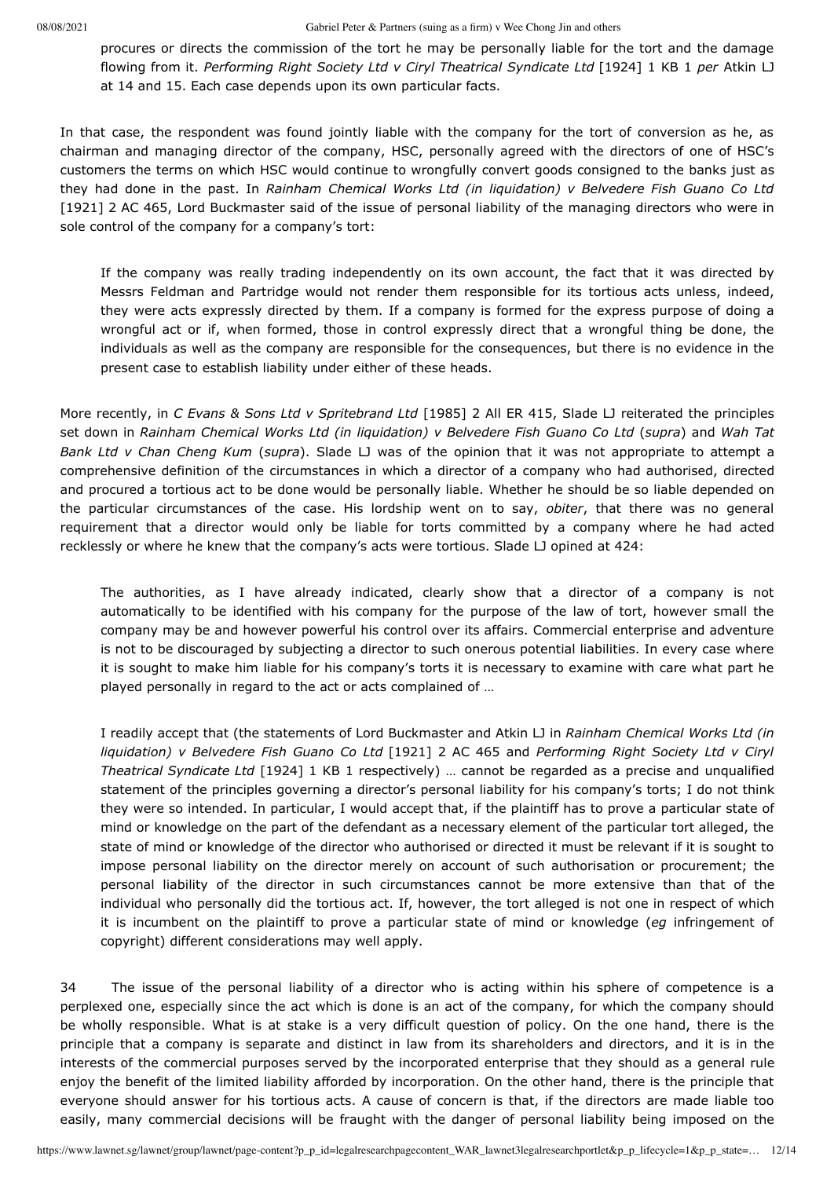procures or directs the commission of the tort he may be personally liable for the tort and the damage flowing from it. *Performing Right Society Ltd v Ciryl Theatrical Syndicate Ltd* [1924] 1 KB 1 *per* Atkin LJ at 14 and 15. Each case depends upon its own particular facts.

In that case, the respondent was found jointly liable with the company for the tort of conversion as he, as chairman and managing director of the company, HSC, personally agreed with the directors of one of HSC's customers the terms on which HSC would continue to wrongfully convert goods consigned to the banks just as they had done in the past. In *Rainham Chemical Works Ltd (in liquidation) v Belvedere Fish Guano Co Ltd* [1921] 2 AC 465, Lord Buckmaster said of the issue of personal liability of the managing directors who were in sole control of the company for a company's tort:

> If the company was really trading independently on its own account, the fact that it was directed by Messrs Feldman and Partridge would not render them responsible for its tortious acts unless, indeed, they were acts expressly directed by them. If a company is formed for the express purpose of doing a wrongful act or if, when formed, those in control expressly direct that a wrongful thing be done, the individuals as well as the company are responsible for the consequences, but there is no evidence in the present case to establish liability under either of these heads.

More recently, in *C Evans & Sons Ltd v Spritebrand Ltd* [1985] 2 All ER 415, Slade LJ reiterated the principles set down in *Rainham Chemical Works Ltd (in liquidation) v Belvedere Fish Guano Co Ltd* (*supra*) and *Wah Tat Bank Ltd v Chan Cheng Kum* (*supra*). Slade LJ was of the opinion that it was not appropriate to attempt a comprehensive definition of the circumstances in which a director of a company who had authorised, directed and procured a tortious act to be done would be personally liable. Whether he should be so liable depended on the particular circumstances of the case. His lordship went on to say, *obiter*, that there was no general requirement that a director would only be liable for torts committed by a company where he had acted recklessly or where he knew that the company's acts were tortious. Slade LJ opined at 424:

> The authorities, as I have already indicated, clearly show that a director of a company is not automatically to be identified with his company for the purpose of the law of tort, however small the company may be and however powerful his control over its affairs. Commercial enterprise and adventure is not to be discouraged by subjecting a director to such onerous potential liabilities. In every case where it is sought to make him liable for his company's torts it is necessary to examine with care what part he played personally in regard to the act or acts complained of …
>
> I readily accept that (the statements of Lord Buckmaster and Atkin LJ in *Rainham Chemical Works Ltd (in liquidation) v Belvedere Fish Guano Co Ltd* [1921] 2 AC 465 and *Performing Right Society Ltd v Ciryl Theatrical Syndicate Ltd* [1924] 1 KB 1 respectively) … cannot be regarded as a precise and unqualified statement of the principles governing a director's personal liability for his company's torts; I do not think they were so intended. In particular, I would accept that, if the plaintiff has to prove a particular state of mind or knowledge on the part of the defendant as a necessary element of the particular tort alleged, the state of mind or knowledge of the director who authorised or directed it must be relevant if it is sought to impose personal liability on the director merely on account of such authorisation or procurement; the personal liability of the director in such circumstances cannot be more extensive than that of the individual who personally did the tortious act. If, however, the tort alleged is not one in respect of which it is incumbent on the plaintiff to prove a particular state of mind or knowledge (*eg* infringement of copyright) different considerations may well apply.

34 The issue of the personal liability of a director who is acting within his sphere of competence is a perplexed one, especially since the act which is done is an act of the company, for which the company should be wholly responsible. What is at stake is a very difficult question of policy. On the one hand, there is the principle that a company is separate and distinct in law from its shareholders and directors, and it is in the interests of the commercial purposes served by the incorporated enterprise that they should as a general rule enjoy the benefit of the limited liability afforded by incorporation. On the other hand, there is the principle that everyone should answer for his tortious acts. A cause of concern is that, if the directors are made liable too easily, many commercial decisions will be fraught with the danger of personal liability being imposed on the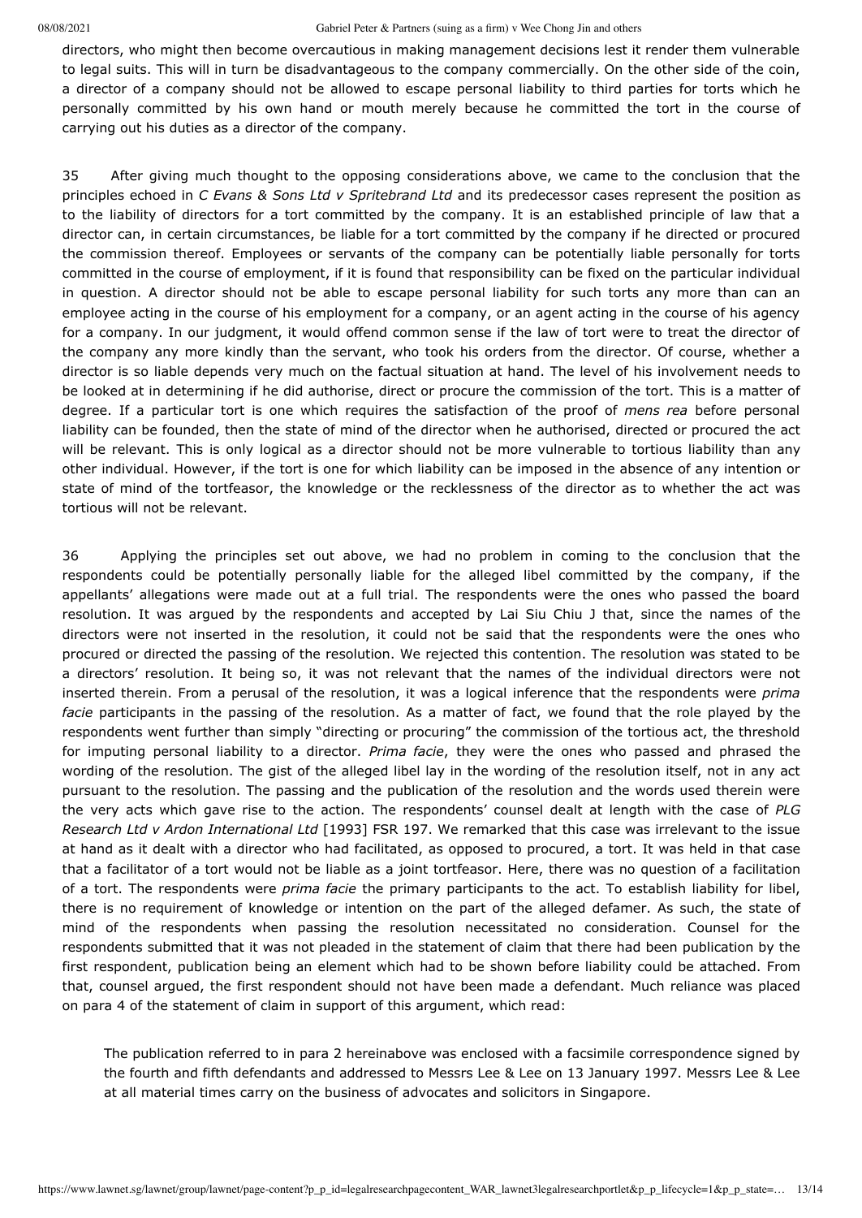directors, who might then become overcautious in making management decisions lest it render them vulnerable to legal suits. This will in turn be disadvantageous to the company commercially. On the other side of the coin, a director of a company should not be allowed to escape personal liability to third parties for torts which he personally committed by his own hand or mouth merely because he committed the tort in the course of carrying out his duties as a director of the company.

35 After giving much thought to the opposing considerations above, we came to the conclusion that the principles echoed in *C Evans & Sons Ltd v Spritebrand Ltd* and its predecessor cases represent the position as to the liability of directors for a tort committed by the company. It is an established principle of law that a director can, in certain circumstances, be liable for a tort committed by the company if he directed or procured the commission thereof. Employees or servants of the company can be potentially liable personally for torts committed in the course of employment, if it is found that responsibility can be fixed on the particular individual in question. A director should not be able to escape personal liability for such torts any more than can an employee acting in the course of his employment for a company, or an agent acting in the course of his agency for a company. In our judgment, it would offend common sense if the law of tort were to treat the director of the company any more kindly than the servant, who took his orders from the director. Of course, whether a director is so liable depends very much on the factual situation at hand. The level of his involvement needs to be looked at in determining if he did authorise, direct or procure the commission of the tort. This is a matter of degree. If a particular tort is one which requires the satisfaction of the proof of *mens rea* before personal liability can be founded, then the state of mind of the director when he authorised, directed or procured the act will be relevant. This is only logical as a director should not be more vulnerable to tortious liability than any other individual. However, if the tort is one for which liability can be imposed in the absence of any intention or state of mind of the tortfeasor, the knowledge or the recklessness of the director as to whether the act was tortious will not be relevant.

36 Applying the principles set out above, we had no problem in coming to the conclusion that the respondents could be potentially personally liable for the alleged libel committed by the company, if the appellants' allegations were made out at a full trial. The respondents were the ones who passed the board resolution. It was argued by the respondents and accepted by Lai Siu Chiu J that, since the names of the directors were not inserted in the resolution, it could not be said that the respondents were the ones who procured or directed the passing of the resolution. We rejected this contention. The resolution was stated to be a directors' resolution. It being so, it was not relevant that the names of the individual directors were not inserted therein. From a perusal of the resolution, it was a logical inference that the respondents were *prima facie* participants in the passing of the resolution. As a matter of fact, we found that the role played by the respondents went further than simply "directing or procuring" the commission of the tortious act, the threshold for imputing personal liability to a director. *Prima facie*, they were the ones who passed and phrased the wording of the resolution. The gist of the alleged libel lay in the wording of the resolution itself, not in any act pursuant to the resolution. The passing and the publication of the resolution and the words used therein were the very acts which gave rise to the action. The respondents' counsel dealt at length with the case of *PLG Research Ltd v Ardon International Ltd* [1993] FSR 197. We remarked that this case was irrelevant to the issue at hand as it dealt with a director who had facilitated, as opposed to procured, a tort. It was held in that case that a facilitator of a tort would not be liable as a joint tortfeasor. Here, there was no question of a facilitation of a tort. The respondents were *prima facie* the primary participants to the act. To establish liability for libel, there is no requirement of knowledge or intention on the part of the alleged defamer. As such, the state of mind of the respondents when passing the resolution necessitated no consideration. Counsel for the respondents submitted that it was not pleaded in the statement of claim that there had been publication by the first respondent, publication being an element which had to be shown before liability could be attached. From that, counsel argued, the first respondent should not have been made a defendant. Much reliance was placed on para 4 of the statement of claim in support of this argument, which read:

> The publication referred to in para 2 hereinabove was enclosed with a facsimile correspondence signed by the fourth and fifth defendants and addressed to Messrs Lee & Lee on 13 January 1997. Messrs Lee & Lee at all material times carry on the business of advocates and solicitors in Singapore.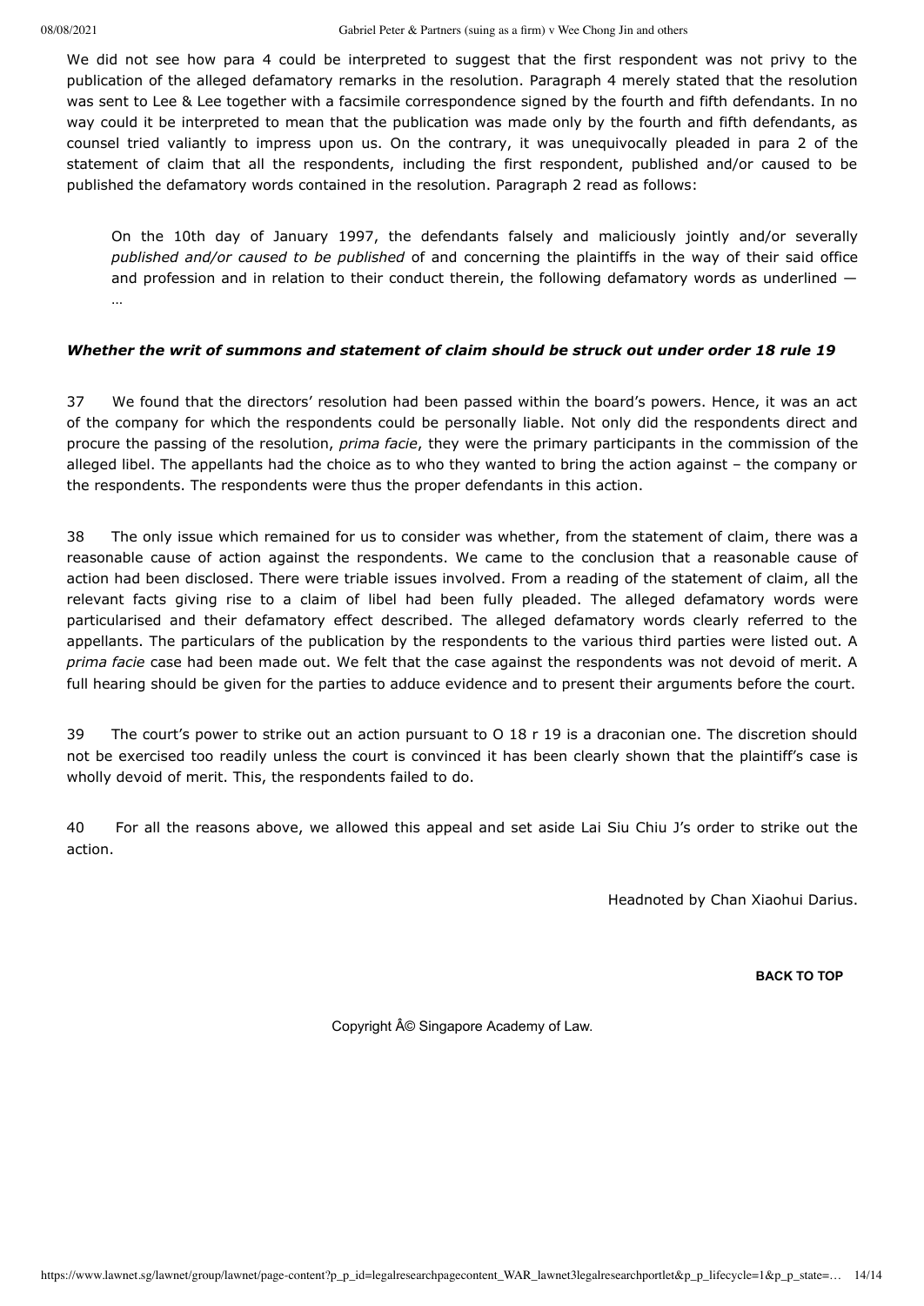We did not see how para 4 could be interpreted to suggest that the first respondent was not privy to the publication of the alleged defamatory remarks in the resolution. Paragraph 4 merely stated that the resolution was sent to Lee & Lee together with a facsimile correspondence signed by the fourth and fifth defendants. In no way could it be interpreted to mean that the publication was made only by the fourth and fifth defendants, as counsel tried valiantly to impress upon us. On the contrary, it was unequivocally pleaded in para 2 of the statement of claim that all the respondents, including the first respondent, published and/or caused to be published the defamatory words contained in the resolution. Paragraph 2 read as follows:

> On the 10th day of January 1997, the defendants falsely and maliciously jointly and/or severally *published and/or caused to be published* of and concerning the plaintiffs in the way of their said office and profession and in relation to their conduct therein, the following defamatory words as underlined —
> …

### *Whether the writ of summons and statement of claim should be struck out under order 18 rule 19*

37 We found that the directors' resolution had been passed within the board's powers. Hence, it was an act of the company for which the respondents could be personally liable. Not only did the respondents direct and procure the passing of the resolution, *prima facie*, they were the primary participants in the commission of the alleged libel. The appellants had the choice as to who they wanted to bring the action against – the company or the respondents. The respondents were thus the proper defendants in this action.

38 The only issue which remained for us to consider was whether, from the statement of claim, there was a reasonable cause of action against the respondents. We came to the conclusion that a reasonable cause of action had been disclosed. There were triable issues involved. From a reading of the statement of claim, all the relevant facts giving rise to a claim of libel had been fully pleaded. The alleged defamatory words were particularised and their defamatory effect described. The alleged defamatory words clearly referred to the appellants. The particulars of the publication by the respondents to the various third parties were listed out. A *prima facie* case had been made out. We felt that the case against the respondents was not devoid of merit. A full hearing should be given for the parties to adduce evidence and to present their arguments before the court.

39 The court's power to strike out an action pursuant to O 18 r 19 is a draconian one. The discretion should not be exercised too readily unless the court is convinced it has been clearly shown that the plaintiff's case is wholly devoid of merit. This, the respondents failed to do.

40 For all the reasons above, we allowed this appeal and set aside Lai Siu Chiu J's order to strike out the action.

Headnoted by Chan Xiaohui Darius.

Copyright Â© Singapore Academy of Law.